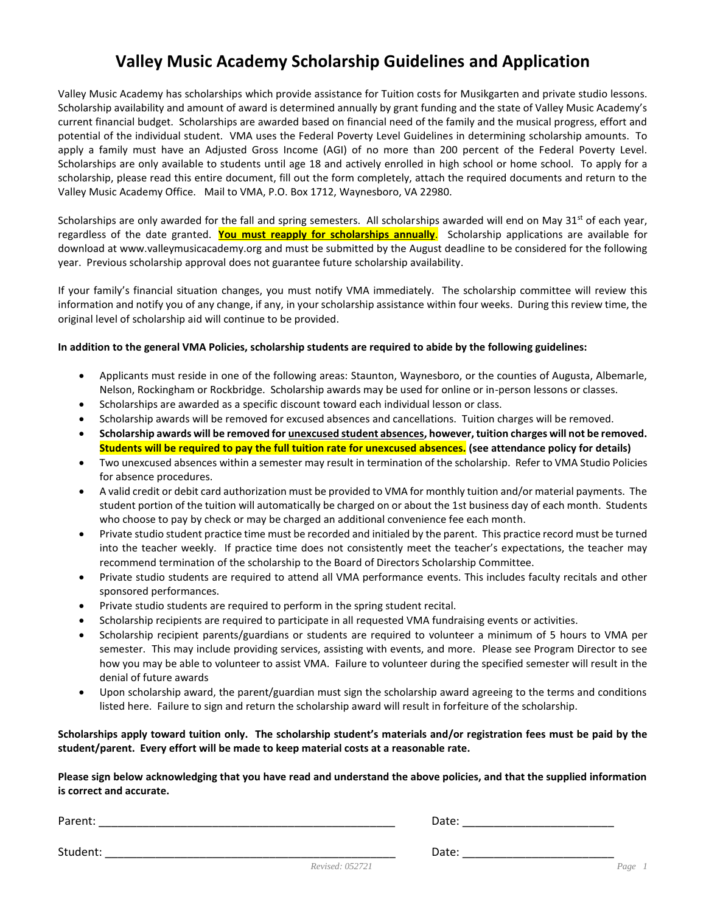# Valley Music Academy Scholarship Guidelines and Application

Valley Music Academy has scholarships which provide assistance for Tuition costs for Musikgarten and private studio lessons. Scholarship availability and amount of award is determined annually by grant funding and the state of Valley Music Academy's current financial budget. Scholarships are awarded based on financial need of the family and the musical progress, effort and potential of the individual student. VMA uses the Federal Poverty Level Guidelines in determining scholarship amounts. To apply a family must have an Adjusted Gross Income (AGI) of no more than 200 percent of the Federal Poverty Level. Scholarships are only available to students until age 18 and actively enrolled in high school or home school. To apply for a scholarship, please read this entire document, fill out the form completely, attach the required documents and return to the Valley Music Academy Office. Mail to VMA, P.O. Box 1712, Waynesboro, VA 22980.

Scholarships are only awarded for the fall and spring semesters. All scholarships awarded will end on May 31st of each year, regardless of the date granted. **You must reapply for scholarships annually**. Scholarship applications are available for download at www.valleymusicacademy.org and must be submitted by the August deadline to be considered for the following year. Previous scholarship approval does not guarantee future scholarship availability.

If your family's financial situation changes, you must notify VMA immediately. The scholarship committee will review this information and notify you of any change, if any, in your scholarship assistance within four weeks. During this review time, the original level of scholarship aid will continue to be provided.

**In addition to the general VMA Policies, scholarship students are required to abide by the following guidelines:**

- Applicants must reside in one of the following areas: Staunton, Waynesboro, or the counties of Augusta, Albemarle, Nelson, Rockingham or Rockbridge. Scholarship awards may be used for online or in-person lessons or classes.
- Scholarships are awarded as a specific discount toward each individual lesson or class.
- Scholarship awards will be removed for excused absences and cancellations. Tuition charges will be removed.
- **Scholarship awards will be removed for unexcused student absences, however, tuition charges will not be removed. Students will be required to pay the full tuition rate for unexcused absences. (see attendance policy for details)**
- Two unexcused absences within a semester may result in termination of the scholarship. Refer to VMA Studio Policies for absence procedures.
- A valid credit or debit card authorization must be provided to VMA for monthly tuition and/or material payments. The student portion of the tuition will automatically be charged on or about the 1st business day of each month. Students who choose to pay by check or may be charged an additional convenience fee each month.
- Private studio student practice time must be recorded and initialed by the parent. This practice record must be turned into the teacher weekly. If practice time does not consistently meet the teacher's expectations, the teacher may recommend termination of the scholarship to the Board of Directors Scholarship Committee.
- Private studio students are required to attend all VMA performance events. This includes faculty recitals and other sponsored performances.
- Private studio students are required to perform in the spring student recital.
- Scholarship recipients are required to participate in all requested VMA fundraising events or activities.
- Scholarship recipient parents/guardians or students are required to volunteer a minimum of 5 hours to VMA per semester. This may include providing services, assisting with events, and more. Please see Program Director to see how you may be able to volunteer to assist VMA. Failure to volunteer during the specified semester will result in the denial of future awards
- Upon scholarship award, the parent/guardian must sign the scholarship award agreeing to the terms and conditions listed here. Failure to sign and return the scholarship award will result in forfeiture of the scholarship.

**Scholarships apply toward tuition only. The scholarship student's materials and/or registration fees must be paid by the student/parent. Every effort will be made to keep material costs at a reasonable rate.**

**Please sign below acknowledging that you have read and understand the above policies, and that the supplied information is correct and accurate.**

Parent: _______________________________________________ Date: ________________________

Student: ______________________________________________ Date: ________________________

*Revised: 052721*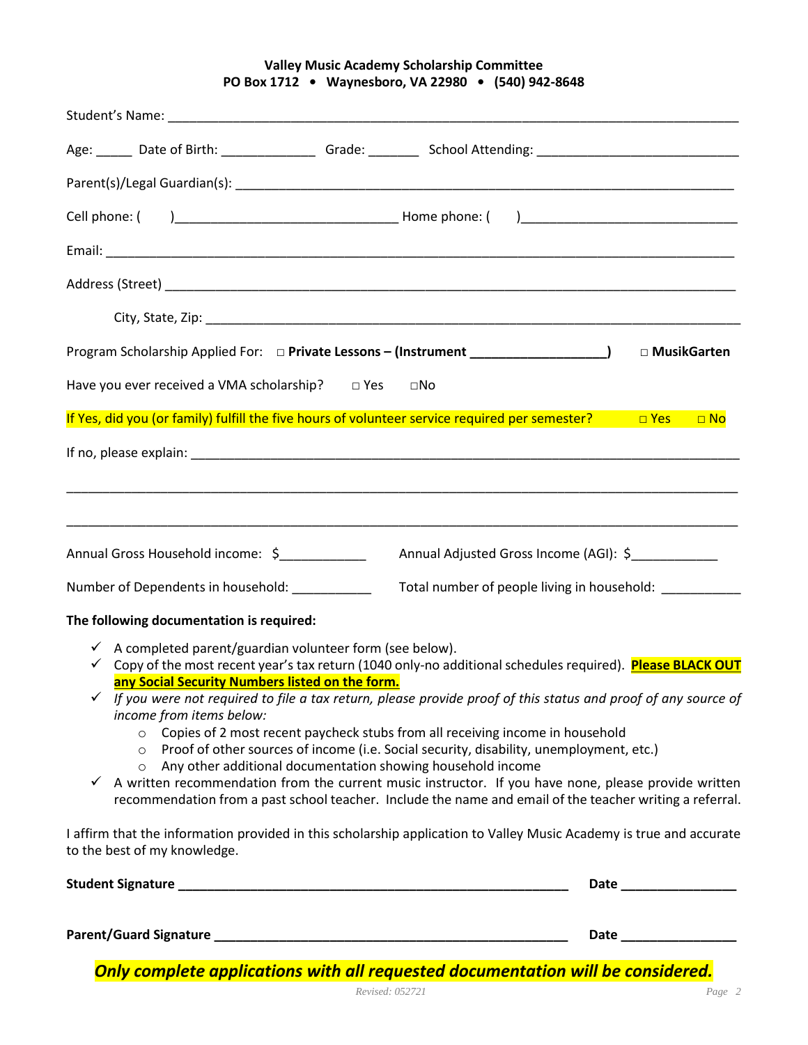**Valley Music Academy Scholarship Committee**
**PO Box 1712 • Waynesboro, VA 22980 • (540) 942-8648**

Student's Name: ___________________________________________________________________________

Age: _____ Date of Birth: _____________ Grade: _______ School Attending: ___________________________

Parent(s)/Legal Guardian(s): ______________________________________________________________________

Cell phone: (      )______________________________ Home phone: (      )_____________________________

Email: ___________________________________________________________________________________

Address (Street) ___________________________________________________________________________

City, State, Zip: __________________________________________________________________________

Program Scholarship Applied For: □ **Private Lessons – (Instrument __________________)** □ **MusikGarten**

Have you ever received a VMA scholarship? □ Yes □No

If Yes, did you (or family) fulfill the five hours of volunteer service required per semester? □ Yes □ No

If no, please explain: ________________________________________________________________________

_________________________________________________________________________________________

_________________________________________________________________________________________

Annual Gross Household income: $____________ Annual Adjusted Gross Income (AGI): $____________

Number of Dependents in household: ___________ Total number of people living in household: ___________

**The following documentation is required:**

- ✓ A completed parent/guardian volunteer form (see below).
- ✓ Copy of the most recent year's tax return (1040 only-no additional schedules required). **Please BLACK OUT any Social Security Numbers listed on the form.**
- ✓ *If you were not required to file a tax return, please provide proof of this status and proof of any source of income from items below:*
  - Copies of 2 most recent paycheck stubs from all receiving income in household
  - Proof of other sources of income (i.e. Social security, disability, unemployment, etc.)
  - Any other additional documentation showing household income
- ✓ A written recommendation from the current music instructor. If you have none, please provide written recommendation from a past school teacher. Include the name and email of the teacher writing a referral.

I affirm that the information provided in this scholarship application to Valley Music Academy is true and accurate to the best of my knowledge.

**Student Signature** _______________________________________________________ **Date** ________________

**Parent/Guard Signature** ___________________________________________________ **Date** ________________

***Only complete applications with all requested documentation will be considered.***

Revised: 052721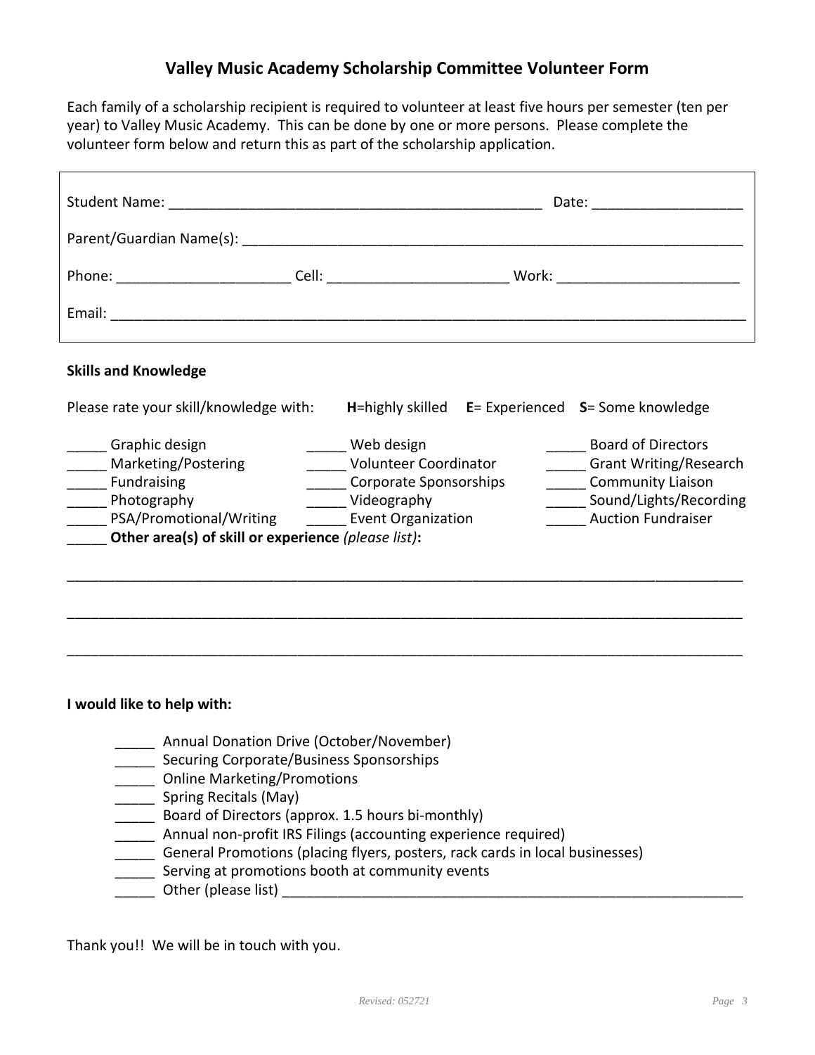# Valley Music Academy Scholarship Committee Volunteer Form

Each family of a scholarship recipient is required to volunteer at least five hours per semester (ten per year) to Valley Music Academy. This can be done by one or more persons. Please complete the volunteer form below and return this as part of the scholarship application.

Student Name: _______________________________________________ Date: __________________

Parent/Guardian Name(s): ____________________________________________________________

Phone: ____________________ Cell: _____________________ Work: _____________________

Email: ________________________________________________________________________

**Skills and Knowledge**

Please rate your skill/knowledge with: **H**=highly skilled **E**= Experienced **S**= Some knowledge

_____ Graphic design
_____ Marketing/Postering
_____ Fundraising
_____ Photography
_____ PSA/Promotional/Writing
_____ Web design
_____ Volunteer Coordinator
_____ Corporate Sponsorships
_____ Videography
_____ Event Organization
_____ Board of Directors
_____ Grant Writing/Research
_____ Community Liaison
_____ Sound/Lights/Recording
_____ Auction Fundraiser
_____ **Other area(s) of skill or experience** *(please list)***:**

_______________________________________________________________________________

_______________________________________________________________________________

_______________________________________________________________________________

**I would like to help with:**

_____ Annual Donation Drive (October/November)
_____ Securing Corporate/Business Sponsorships
_____ Online Marketing/Promotions
_____ Spring Recitals (May)
_____ Board of Directors (approx. 1.5 hours bi-monthly)
_____ Annual non-profit IRS Filings (accounting experience required)
_____ General Promotions (placing flyers, posters, rack cards in local businesses)
_____ Serving at promotions booth at community events
_____ Other (please list) ____________________________________________________

Thank you!! We will be in touch with you.

*Revised: 052721*